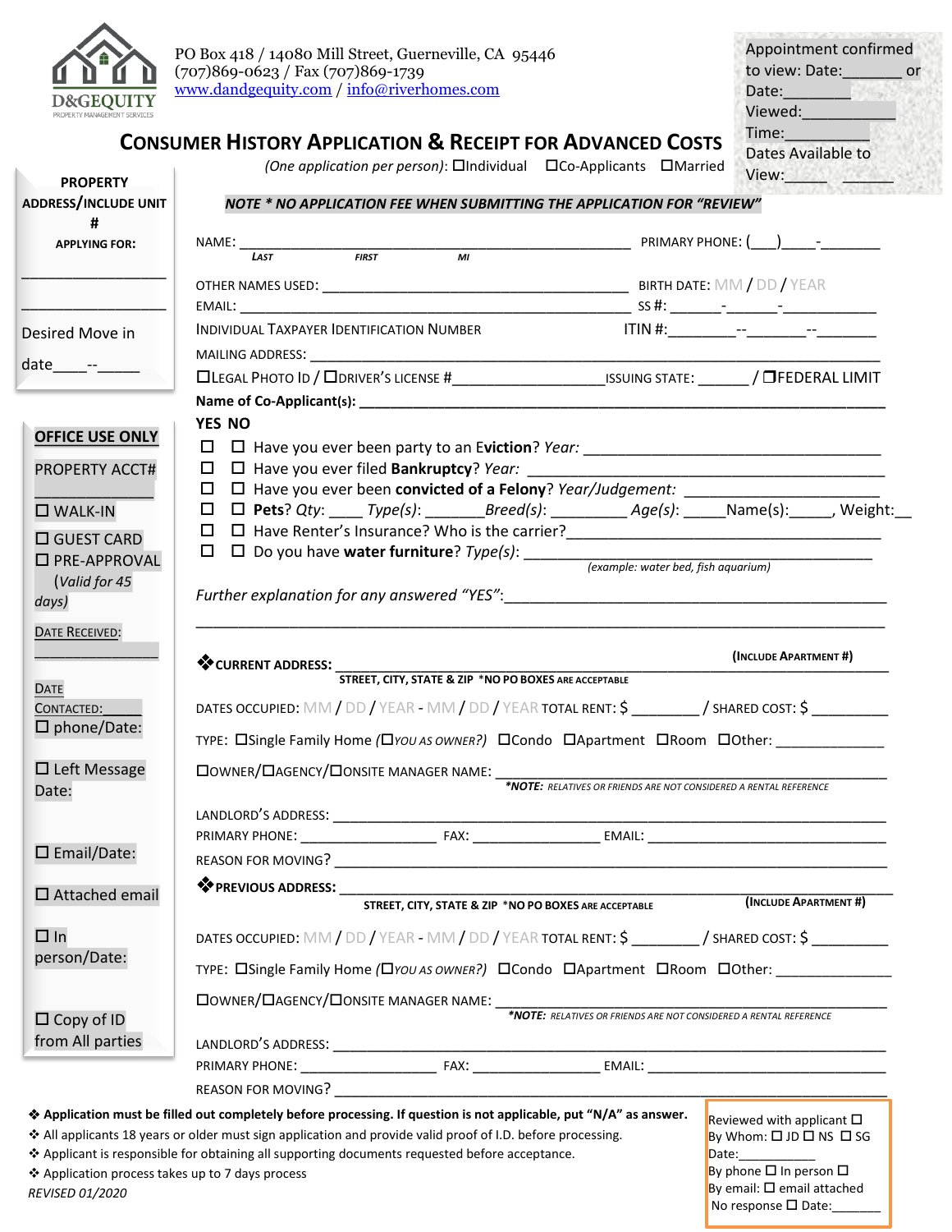D&GEQUITY
PROPERTY MANAGEMENT SERVICES

PO Box 418 / 14080 Mill Street, Guerneville, CA 95446
(707)869-0623 / Fax (707)869-1739
www.dandgequity.com / info@riverhomes.com

Appointment confirmed to view: Date:_______ or Date:________
Viewed:__________
Time:__________
Dates Available to View:_____ ______

# CONSUMER HISTORY APPLICATION & RECEIPT FOR ADVANCED COSTS

*(One application per person)*: ☐Individual ☐Co-Applicants ☐Married

**PROPERTY ADDRESS/INCLUDE UNIT # APPLYING FOR:**

_________________

_________________

Desired Move in date____--_____

***NOTE * NO APPLICATION FEE WHEN SUBMITTING THE APPLICATION FOR "REVIEW"***

NAME: ______________________________________________ PRIMARY PHONE: (___)____-_______
LAST FIRST MI

OTHER NAMES USED: ____________________________________ BIRTH DATE: MM / DD / YEAR

EMAIL: ______________________________________________ SS #: ______-______-___________

INDIVIDUAL TAXPAYER IDENTIFICATION NUMBER ITIN #:________--_______--_______

MAILING ADDRESS: ____________________________________________________________

☐LEGAL PHOTO ID / ☐DRIVER'S LICENSE #_________________ISSUING STATE: ______ / ☐FEDERAL LIMIT

**Name of Co-Applicant(s):** ______________________________________________________

**YES NO**

☐ ☐ Have you ever been party to an **Eviction**? *Year:* _______________________________

☐ ☐ Have you ever filed **Bankruptcy**? *Year:* _______________________________

☐ ☐ Have you ever been **convicted of a Felony**? *Year/Judgement:* ___________________

☐ ☐ **Pets**? *Qty:* ____ *Type(s)*: _______*Breed(s)*: _________ *Age(s)*: _____Name(s):_____, Weight:__

☐ ☐ Have Renter's Insurance? Who is the carrier?_______________________________

☐ ☐ Do you have **water furniture**? *Type(s)*: _______________________________
*(example: water bed, fish aquarium)*

*Further explanation for any answered "YES"*:_______________________________________

_______________________________________________________________________________

❖**CURRENT ADDRESS:** ________________________________________________ (INCLUDE APARTMENT #)
STREET, CITY, STATE & ZIP *NO PO BOXES ARE ACCEPTABLE

DATES OCCUPIED: MM / DD / YEAR - MM / DD / YEAR TOTAL RENT: $ ________ / SHARED COST: $ _________

TYPE: ☐Single Family Home *(☐YOU AS OWNER?)* ☐Condo ☐Apartment ☐Room ☐Other: ______________

☐OWNER/☐AGENCY/☐ONSITE MANAGER NAME: ____________________________________________
***NOTE:** *RELATIVES OR FRIENDS ARE NOT CONSIDERED A RENTAL REFERENCE*

LANDLORD'S ADDRESS: ______________________________________________________________

PRIMARY PHONE: _________________ FAX: _______________ EMAIL: ____________________________

REASON FOR MOVING? _______________________________________________________________

❖**PREVIOUS ADDRESS:** ________________________________________________ (INCLUDE APARTMENT #)
STREET, CITY, STATE & ZIP *NO PO BOXES ARE ACCEPTABLE

DATES OCCUPIED: MM / DD / YEAR - MM / DD / YEAR TOTAL RENT: $ ________ / SHARED COST: $ _________

TYPE: ☐Single Family Home *(☐YOU AS OWNER?)* ☐Condo ☐Apartment ☐Room ☐Other: ______________

☐OWNER/☐AGENCY/☐ONSITE MANAGER NAME: ____________________________________________
***NOTE:** *RELATIVES OR FRIENDS ARE NOT CONSIDERED A RENTAL REFERENCE*

LANDLORD'S ADDRESS: ______________________________________________________________

PRIMARY PHONE: _________________ FAX: _______________ EMAIL: ____________________________

REASON FOR MOVING? _______________________________________________________________

**OFFICE USE ONLY**

PROPERTY ACCT# _____________

☐ WALK-IN

☐ GUEST CARD

☐ PRE-APPROVAL (*Valid for 45 days*)

DATE RECEIVED: _____________

DATE CONTACTED:______

☐ phone/Date:

☐ Left Message Date:

☐ Email/Date:

☐ Attached email

☐ In person/Date:

☐ Copy of ID from All parties

- ❖ **Application must be filled out completely before processing. If question is not applicable, put "N/A" as answer.**
- ❖ All applicants 18 years or older must sign application and provide valid proof of I.D. before processing.
- ❖ Applicant is responsible for obtaining all supporting documents requested before acceptance.
- ❖ Application process takes up to 7 days process

*REVISED 01/2020*

Reviewed with applicant ☐
By Whom: ☐ JD ☐ NS ☐ SG
Date:___________
By phone ☐ In person ☐
By email: ☐ email attached
No response ☐ Date:_______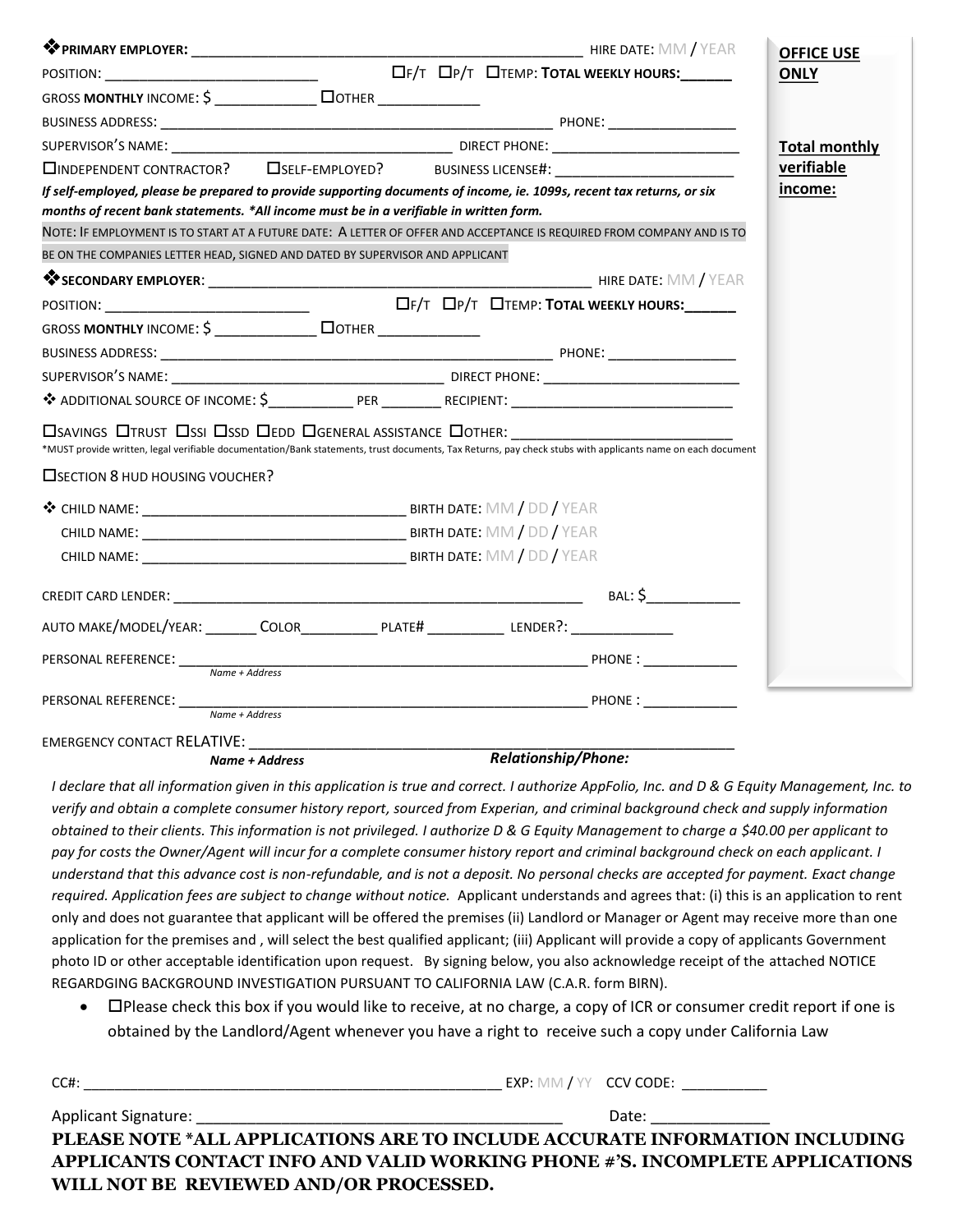❖**PRIMARY EMPLOYER:** ______________________________________________ HIRE DATE: MM / YEAR

POSITION: ___________________________ ☐F/T ☐P/T ☐TEMP: **TOTAL WEEKLY HOURS:**______

GROSS **MONTHLY** INCOME: $ _____________ ☐OTHER _____________

BUSINESS ADDRESS: ________________________________________________ PHONE: _________________

SUPERVISOR'S NAME: ___________________________________ DIRECT PHONE: _________________________

☐INDEPENDENT CONTRACTOR? ☐SELF-EMPLOYED? BUSINESS LICENSE#: _______________________

***If self-employed, please be prepared to provide supporting documents of income, ie. 1099s, recent tax returns, or six months of recent bank statements. *All income must be in a verifiable in written form.***

NOTE: IF EMPLOYMENT IS TO START AT A FUTURE DATE: A LETTER OF OFFER AND ACCEPTANCE IS REQUIRED FROM COMPANY AND IS TO BE ON THE COMPANIES LETTER HEAD, SIGNED AND DATED BY SUPERVISOR AND APPLICANT

❖**SECONDARY EMPLOYER**: ______________________________________________ HIRE DATE: MM / YEAR

POSITION: ___________________________ ☐F/T ☐P/T ☐TEMP: **TOTAL WEEKLY HOURS:**______

GROSS **MONTHLY** INCOME: $ _____________ ☐OTHER _____________

BUSINESS ADDRESS: ________________________________________________ PHONE: _________________

SUPERVISOR'S NAME: ___________________________________ DIRECT PHONE: _________________________

❖ ADDITIONAL SOURCE OF INCOME: $___________ PER ________ RECIPIENT: _____________________________

☐SAVINGS ☐TRUST ☐SSI ☐SSD ☐EDD ☐GENERAL ASSISTANCE ☐OTHER: ____________________________

*MUST provide written, legal verifiable documentation/Bank statements, trust documents, Tax Returns, pay check stubs with applicants name on each document

☐SECTION 8 HUD HOUSING VOUCHER?

❖ CHILD NAME: _________________________________ BIRTH DATE: MM / DD / YEAR

CHILD NAME: _________________________________ BIRTH DATE: MM / DD / YEAR

CHILD NAME: _________________________________ BIRTH DATE: MM / DD / YEAR

CREDIT CARD LENDER: ___________________________________________________ BAL: $____________

AUTO MAKE/MODEL/YEAR: _______ COLOR__________ PLATE# __________ LENDER?: _____________

PERSONAL REFERENCE: ___________________________________________________ PHONE : ____________
*Name + Address*

PERSONAL REFERENCE: ___________________________________________________ PHONE : ____________
*Name + Address*

EMERGENCY CONTACT RELATIVE: ____________________________________________________________
***Name + Address*** ***Relationship/Phone:***

**OFFICE USE ONLY**

**Total monthly verifiable income:**

*I declare that all information given in this application is true and correct. I authorize AppFolio, Inc. and D & G Equity Management, Inc. to verify and obtain a complete consumer history report, sourced from Experian, and criminal background check and supply information obtained to their clients. This information is not privileged. I authorize D & G Equity Management to charge a $40.00 per applicant to pay for costs the Owner/Agent will incur for a complete consumer history report and criminal background check on each applicant. I understand that this advance cost is non-refundable, and is not a deposit. No personal checks are accepted for payment. Exact change required. Application fees are subject to change without notice.* Applicant understands and agrees that: (i) this is an application to rent only and does not guarantee that applicant will be offered the premises (ii) Landlord or Manager or Agent may receive more than one application for the premises and , will select the best qualified applicant; (iii) Applicant will provide a copy of applicants Government photo ID or other acceptable identification upon request. By signing below, you also acknowledge receipt of the attached NOTICE REGARDGING BACKGROUND INVESTIGATION PURSUANT TO CALIFORNIA LAW (C.A.R. form BIRN).

- ☐Please check this box if you would like to receive, at no charge, a copy of ICR or consumer credit report if one is obtained by the Landlord/Agent whenever you have a right to receive such a copy under California Law

CC#: ____________________________________________________ EXP: MM / YY CCV CODE: __________

Applicant Signature: __________________________________________ Date: ______________

**PLEASE NOTE *ALL APPLICATIONS ARE TO INCLUDE ACCURATE INFORMATION INCLUDING APPLICANTS CONTACT INFO AND VALID WORKING PHONE #'S. INCOMPLETE APPLICATIONS WILL NOT BE REVIEWED AND/OR PROCESSED.**